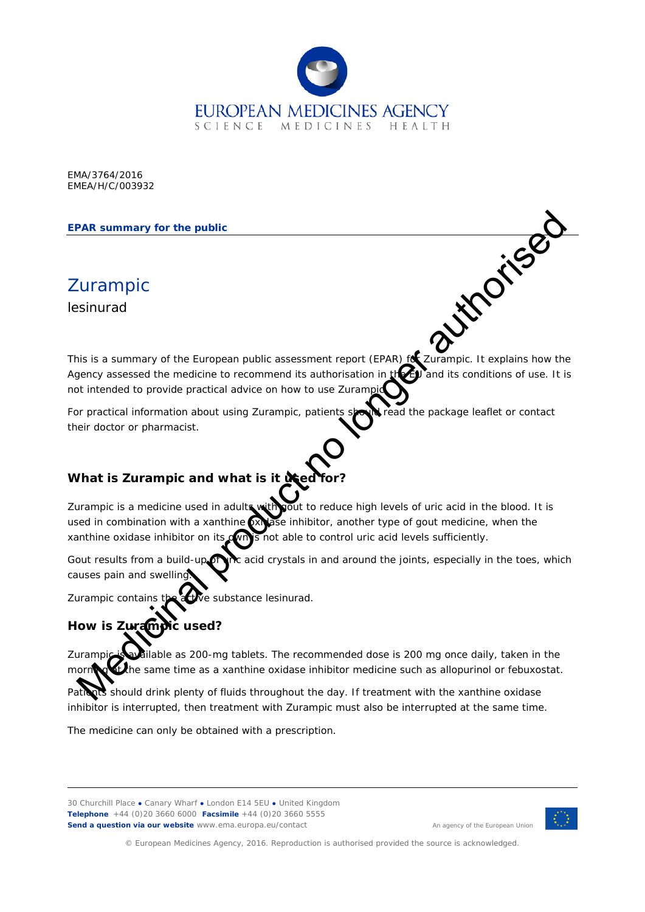EMA/3764/2016
EMEA/H/C/003932

**EPAR summary for the public**

# Zurampic

lesinurad

Medicinal product no longer authorised

This is a summary of the European public assessment report (EPAR) for Zurampic. It explains how the Agency assessed the medicine to recommend its authorisation in the EU and its conditions of use. It is not intended to provide practical advice on how to use Zurampic.

For practical information about using Zurampic, patients should read the package leaflet or contact their doctor or pharmacist.

## What is Zurampic and what is it used for?

Zurampic is a medicine used in adults with gout to reduce high levels of uric acid in the blood. It is used in combination with a xanthine oxidase inhibitor, another type of gout medicine, when the xanthine oxidase inhibitor on its own is not able to control uric acid levels sufficiently.

Gout results from a build-up of uric acid crystals in and around the joints, especially in the toes, which causes pain and swelling.

Zurampic contains the active substance lesinurad.

## How is Zurampic used?

Zurampic is available as 200-mg tablets. The recommended dose is 200 mg once daily, taken in the morning at the same time as a xanthine oxidase inhibitor medicine such as allopurinol or febuxostat.

Patients should drink plenty of fluids throughout the day. If treatment with the xanthine oxidase inhibitor is interrupted, then treatment with Zurampic must also be interrupted at the same time.

The medicine can only be obtained with a prescription.

© European Medicines Agency, 2016. Reproduction is authorised provided the source is acknowledged.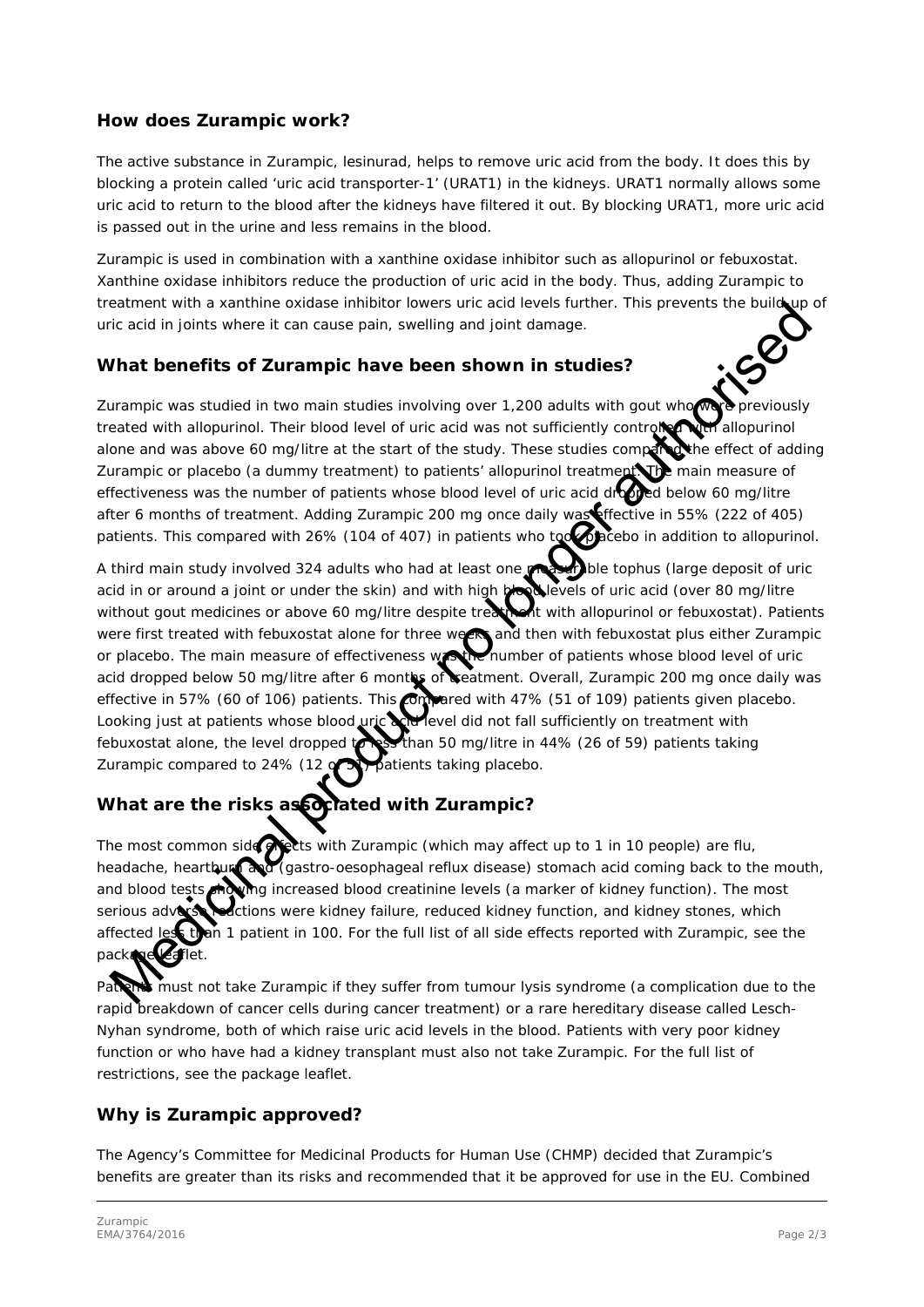## How does Zurampic work?

The active substance in Zurampic, lesinurad, helps to remove uric acid from the body. It does this by blocking a protein called 'uric acid transporter-1' (URAT1) in the kidneys. URAT1 normally allows some uric acid to return to the blood after the kidneys have filtered it out. By blocking URAT1, more uric acid is passed out in the urine and less remains in the blood.

Zurampic is used in combination with a xanthine oxidase inhibitor such as allopurinol or febuxostat. Xanthine oxidase inhibitors reduce the production of uric acid in the body. Thus, adding Zurampic to treatment with a xanthine oxidase inhibitor lowers uric acid levels further. This prevents the build-up of uric acid in joints where it can cause pain, swelling and joint damage.

## What benefits of Zurampic have been shown in studies?

Zurampic was studied in two main studies involving over 1,200 adults with gout who were previously treated with allopurinol. Their blood level of uric acid was not sufficiently controlled with allopurinol alone and was above 60 mg/litre at the start of the study. These studies compared the effect of adding Zurampic or placebo (a dummy treatment) to patients' allopurinol treatment. The main measure of effectiveness was the number of patients whose blood level of uric acid dropped below 60 mg/litre after 6 months of treatment. Adding Zurampic 200 mg once daily was effective in 55% (222 of 405) patients. This compared with 26% (104 of 407) in patients who took placebo in addition to allopurinol.

A third main study involved 324 adults who had at least one measurable tophus (large deposit of uric acid in or around a joint or under the skin) and with high blood levels of uric acid (over 80 mg/litre without gout medicines or above 60 mg/litre despite treatment with allopurinol or febuxostat). Patients were first treated with febuxostat alone for three weeks and then with febuxostat plus either Zurampic or placebo. The main measure of effectiveness was the number of patients whose blood level of uric acid dropped below 50 mg/litre after 6 months of treatment. Overall, Zurampic 200 mg once daily was effective in 57% (60 of 106) patients. This compared with 47% (51 of 109) patients given placebo. Looking just at patients whose blood uric acid level did not fall sufficiently on treatment with febuxostat alone, the level dropped to less than 50 mg/litre in 44% (26 of 59) patients taking Zurampic compared to 24% (12 of 51) patients taking placebo.

## What are the risks associated with Zurampic?

The most common side effects with Zurampic (which may affect up to 1 in 10 people) are flu, headache, heartburn and (gastro-oesophageal reflux disease) stomach acid coming back to the mouth, and blood tests showing increased blood creatinine levels (a marker of kidney function). The most serious adverse reactions were kidney failure, reduced kidney function, and kidney stones, which affected less than 1 patient in 100. For the full list of all side effects reported with Zurampic, see the package leaflet.

Patients must not take Zurampic if they suffer from tumour lysis syndrome (a complication due to the rapid breakdown of cancer cells during cancer treatment) or a rare hereditary disease called Lesch-Nyhan syndrome, both of which raise uric acid levels in the blood. Patients with very poor kidney function or who have had a kidney transplant must also not take Zurampic. For the full list of restrictions, see the package leaflet.

## Why is Zurampic approved?

The Agency's Committee for Medicinal Products for Human Use (CHMP) decided that Zurampic's benefits are greater than its risks and recommended that it be approved for use in the EU. Combined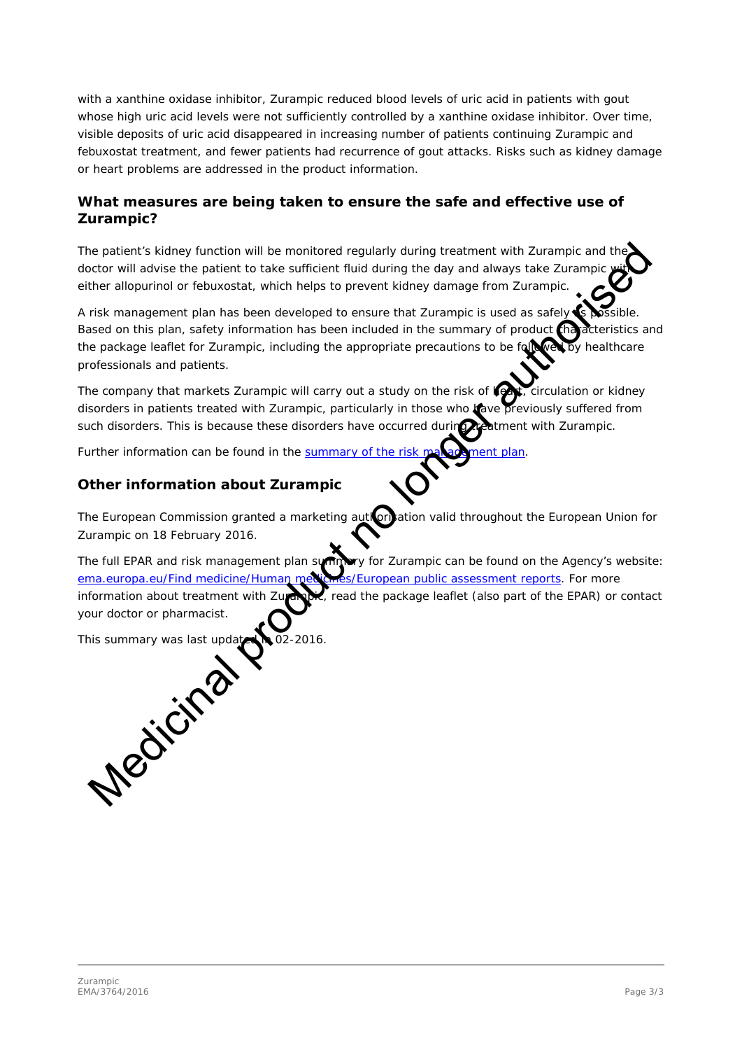with a xanthine oxidase inhibitor, Zurampic reduced blood levels of uric acid in patients with gout whose high uric acid levels were not sufficiently controlled by a xanthine oxidase inhibitor. Over time, visible deposits of uric acid disappeared in increasing number of patients continuing Zurampic and febuxostat treatment, and fewer patients had recurrence of gout attacks. Risks such as kidney damage or heart problems are addressed in the product information.

## What measures are being taken to ensure the safe and effective use of Zurampic?

The patient's kidney function will be monitored regularly during treatment with Zurampic and the doctor will advise the patient to take sufficient fluid during the day and always take Zurampic with either allopurinol or febuxostat, which helps to prevent kidney damage from Zurampic.

A risk management plan has been developed to ensure that Zurampic is used as safely as possible. Based on this plan, safety information has been included in the summary of product characteristics and the package leaflet for Zurampic, including the appropriate precautions to be followed by healthcare professionals and patients.

The company that markets Zurampic will carry out a study on the risk of heart, circulation or kidney disorders in patients treated with Zurampic, particularly in those who have previously suffered from such disorders. This is because these disorders have occurred during treatment with Zurampic.

Further information can be found in the summary of the risk management plan.

## Other information about Zurampic

The European Commission granted a marketing authorisation valid throughout the European Union for Zurampic on 18 February 2016.

The full EPAR and risk management plan summary for Zurampic can be found on the Agency's website: ema.europa.eu/Find medicine/Human medicines/European public assessment reports. For more information about treatment with Zurampic, read the package leaflet (also part of the EPAR) or contact your doctor or pharmacist.

This summary was last updated in 02-2016.

Medicinal product no longer authorised